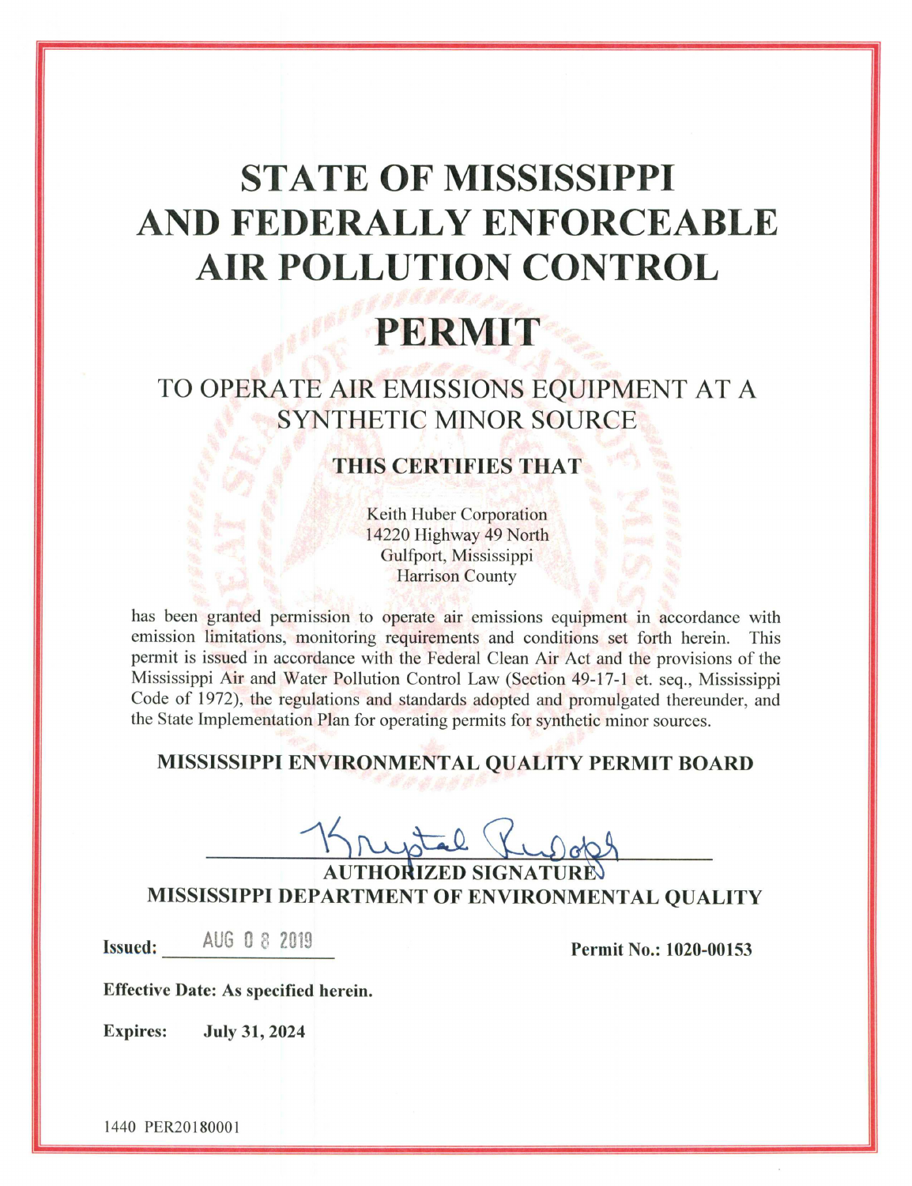# STATE OF MISSISSIPPI AND FEDERALLY ENFORCEABLE AIR POLLUTION CONTROL

# PERMIT

## TO OPERATE AIR EMISSIONS EQUIPMENT AT A SYNTHETIC MINOR SOURCE

### THIS CERTIFIES THAT

Keith Huber Corporation
14220 Highway 49 North
Gulfport, Mississippi
Harrison County

has been granted permission to operate air emissions equipment in accordance with emission limitations, monitoring requirements and conditions set forth herein. This permit is issued in accordance with the Federal Clean Air Act and the provisions of the Mississippi Air and Water Pollution Control Law (Section 49-17-1 et. seq., Mississippi Code of 1972), the regulations and standards adopted and promulgated thereunder, and the State Implementation Plan for operating permits for synthetic minor sources.

**MISSISSIPPI ENVIRONMENTAL QUALITY PERMIT BOARD**

Krystal Rudolph

**AUTHORIZED SIGNATURE**
**MISSISSIPPI DEPARTMENT OF ENVIRONMENTAL QUALITY**

**Issued:** AUG 0 8 2019

**Permit No.: 1020-00153**

**Effective Date: As specified herein.**

**Expires: July 31, 2024**

1440 PER20180001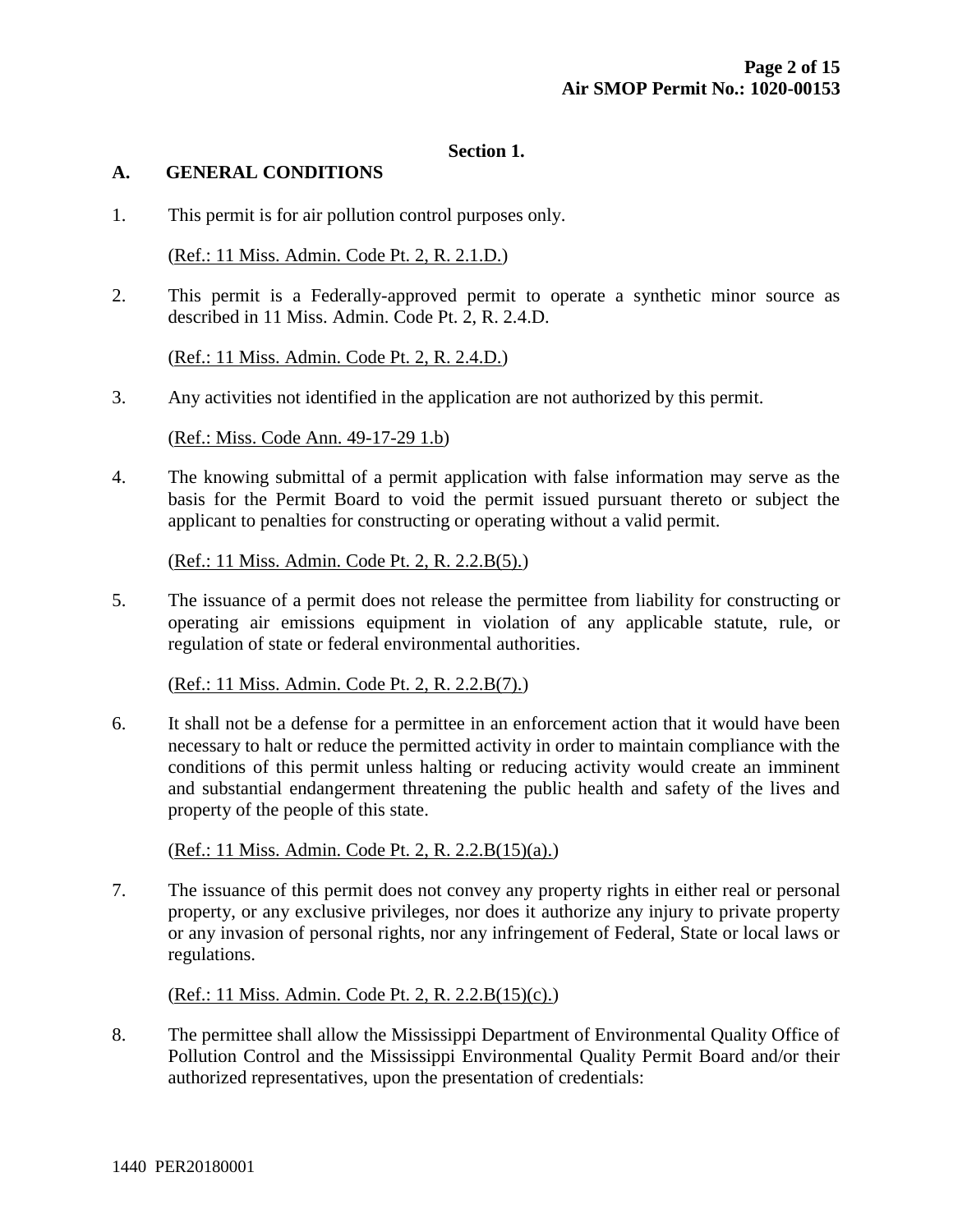## Section 1.

### A. GENERAL CONDITIONS

1. This permit is for air pollution control purposes only.

   (Ref.: 11 Miss. Admin. Code Pt. 2, R. 2.1.D.)

2. This permit is a Federally-approved permit to operate a synthetic minor source as described in 11 Miss. Admin. Code Pt. 2, R. 2.4.D.

   (Ref.: 11 Miss. Admin. Code Pt. 2, R. 2.4.D.)

3. Any activities not identified in the application are not authorized by this permit.

   (Ref.: Miss. Code Ann. 49-17-29 1.b)

4. The knowing submittal of a permit application with false information may serve as the basis for the Permit Board to void the permit issued pursuant thereto or subject the applicant to penalties for constructing or operating without a valid permit.

   (Ref.: 11 Miss. Admin. Code Pt. 2, R. 2.2.B(5).)

5. The issuance of a permit does not release the permittee from liability for constructing or operating air emissions equipment in violation of any applicable statute, rule, or regulation of state or federal environmental authorities.

   (Ref.: 11 Miss. Admin. Code Pt. 2, R. 2.2.B(7).)

6. It shall not be a defense for a permittee in an enforcement action that it would have been necessary to halt or reduce the permitted activity in order to maintain compliance with the conditions of this permit unless halting or reducing activity would create an imminent and substantial endangerment threatening the public health and safety of the lives and property of the people of this state.

   (Ref.: 11 Miss. Admin. Code Pt. 2, R. 2.2.B(15)(a).)

7. The issuance of this permit does not convey any property rights in either real or personal property, or any exclusive privileges, nor does it authorize any injury to private property or any invasion of personal rights, nor any infringement of Federal, State or local laws or regulations.

   (Ref.: 11 Miss. Admin. Code Pt. 2, R. 2.2.B(15)(c).)

8. The permittee shall allow the Mississippi Department of Environmental Quality Office of Pollution Control and the Mississippi Environmental Quality Permit Board and/or their authorized representatives, upon the presentation of credentials:

1440 PER20180001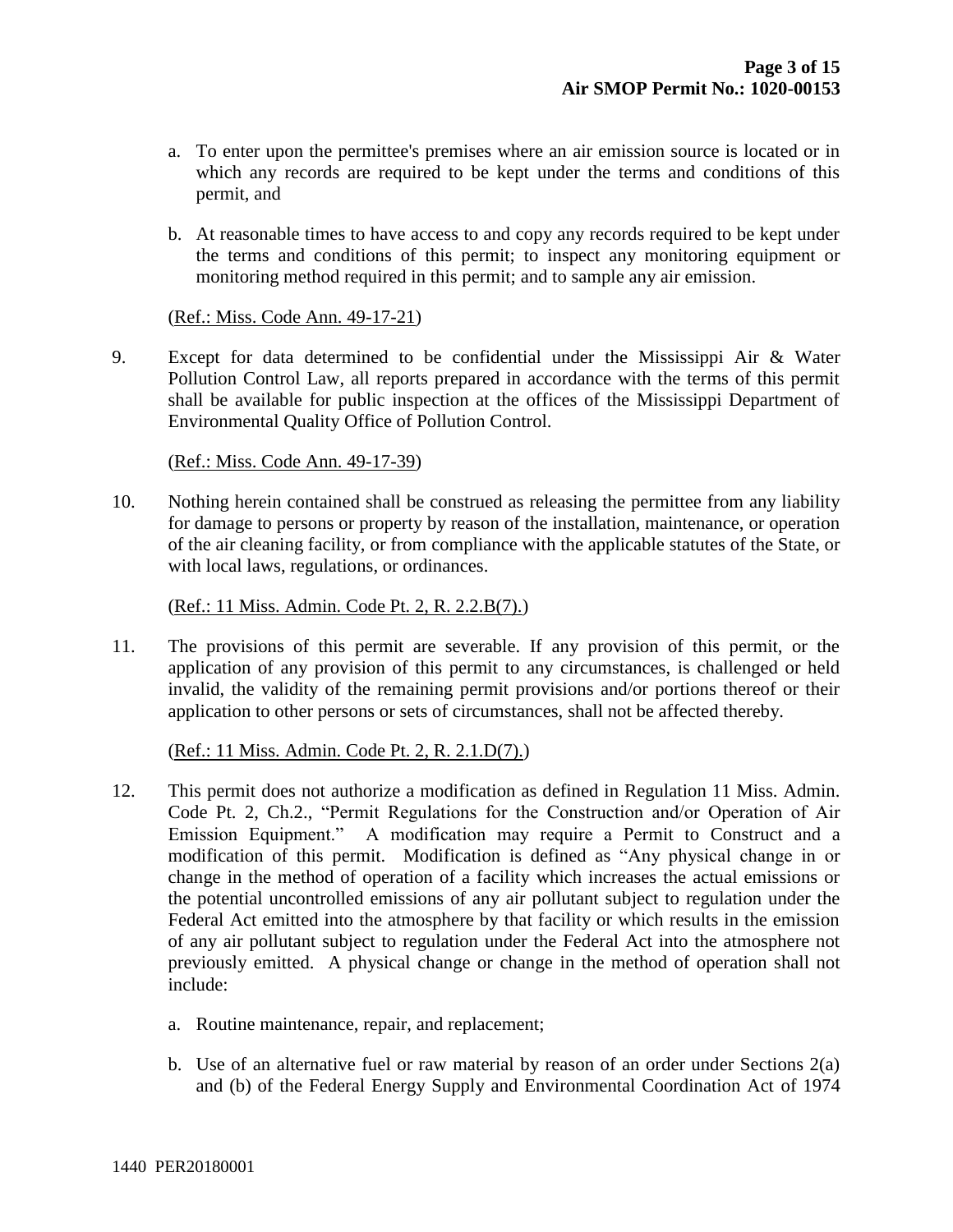a. To enter upon the permittee's premises where an air emission source is located or in which any records are required to be kept under the terms and conditions of this permit, and

b. At reasonable times to have access to and copy any records required to be kept under the terms and conditions of this permit; to inspect any monitoring equipment or monitoring method required in this permit; and to sample any air emission.

(Ref.: Miss. Code Ann. 49-17-21)

9. Except for data determined to be confidential under the Mississippi Air & Water Pollution Control Law, all reports prepared in accordance with the terms of this permit shall be available for public inspection at the offices of the Mississippi Department of Environmental Quality Office of Pollution Control.

(Ref.: Miss. Code Ann. 49-17-39)

10. Nothing herein contained shall be construed as releasing the permittee from any liability for damage to persons or property by reason of the installation, maintenance, or operation of the air cleaning facility, or from compliance with the applicable statutes of the State, or with local laws, regulations, or ordinances.

(Ref.: 11 Miss. Admin. Code Pt. 2, R. 2.2.B(7).)

11. The provisions of this permit are severable. If any provision of this permit, or the application of any provision of this permit to any circumstances, is challenged or held invalid, the validity of the remaining permit provisions and/or portions thereof or their application to other persons or sets of circumstances, shall not be affected thereby.

(Ref.: 11 Miss. Admin. Code Pt. 2, R. 2.1.D(7).)

12. This permit does not authorize a modification as defined in Regulation 11 Miss. Admin. Code Pt. 2, Ch.2., "Permit Regulations for the Construction and/or Operation of Air Emission Equipment." A modification may require a Permit to Construct and a modification of this permit. Modification is defined as "Any physical change in or change in the method of operation of a facility which increases the actual emissions or the potential uncontrolled emissions of any air pollutant subject to regulation under the Federal Act emitted into the atmosphere by that facility or which results in the emission of any air pollutant subject to regulation under the Federal Act into the atmosphere not previously emitted. A physical change or change in the method of operation shall not include:

a. Routine maintenance, repair, and replacement;

b. Use of an alternative fuel or raw material by reason of an order under Sections 2(a) and (b) of the Federal Energy Supply and Environmental Coordination Act of 1974

1440 PER20180001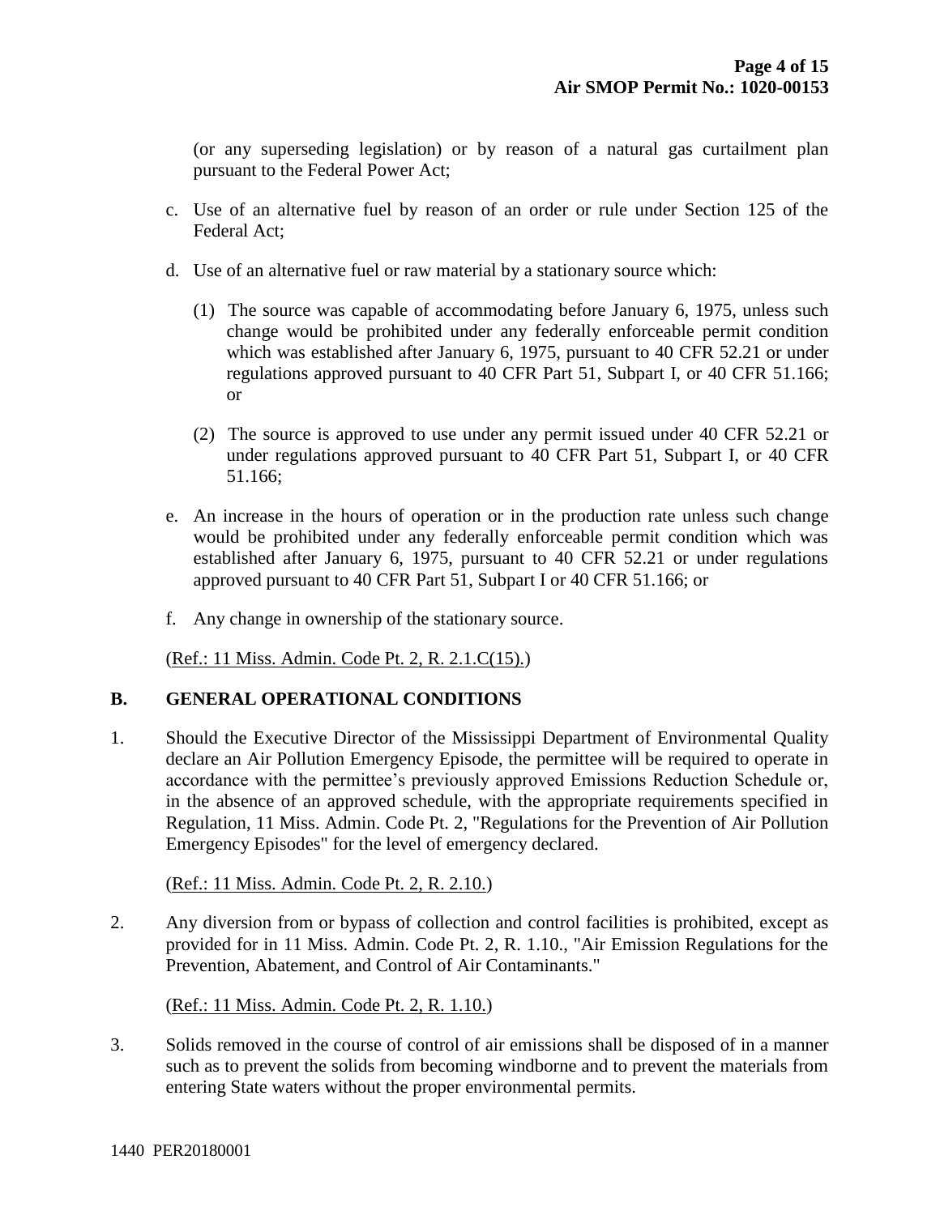(or any superseding legislation) or by reason of a natural gas curtailment plan pursuant to the Federal Power Act;

c. Use of an alternative fuel by reason of an order or rule under Section 125 of the Federal Act;

d. Use of an alternative fuel or raw material by a stationary source which:

   (1) The source was capable of accommodating before January 6, 1975, unless such change would be prohibited under any federally enforceable permit condition which was established after January 6, 1975, pursuant to 40 CFR 52.21 or under regulations approved pursuant to 40 CFR Part 51, Subpart I, or 40 CFR 51.166; or

   (2) The source is approved to use under any permit issued under 40 CFR 52.21 or under regulations approved pursuant to 40 CFR Part 51, Subpart I, or 40 CFR 51.166;

e. An increase in the hours of operation or in the production rate unless such change would be prohibited under any federally enforceable permit condition which was established after January 6, 1975, pursuant to 40 CFR 52.21 or under regulations approved pursuant to 40 CFR Part 51, Subpart I or 40 CFR 51.166; or

f. Any change in ownership of the stationary source.

(Ref.: 11 Miss. Admin. Code Pt. 2, R. 2.1.C(15).)

## B. GENERAL OPERATIONAL CONDITIONS

1. Should the Executive Director of the Mississippi Department of Environmental Quality declare an Air Pollution Emergency Episode, the permittee will be required to operate in accordance with the permittee's previously approved Emissions Reduction Schedule or, in the absence of an approved schedule, with the appropriate requirements specified in Regulation, 11 Miss. Admin. Code Pt. 2, "Regulations for the Prevention of Air Pollution Emergency Episodes" for the level of emergency declared.

   (Ref.: 11 Miss. Admin. Code Pt. 2, R. 2.10.)

2. Any diversion from or bypass of collection and control facilities is prohibited, except as provided for in 11 Miss. Admin. Code Pt. 2, R. 1.10., "Air Emission Regulations for the Prevention, Abatement, and Control of Air Contaminants."

   (Ref.: 11 Miss. Admin. Code Pt. 2, R. 1.10.)

3. Solids removed in the course of control of air emissions shall be disposed of in a manner such as to prevent the solids from becoming windborne and to prevent the materials from entering State waters without the proper environmental permits.

1440 PER20180001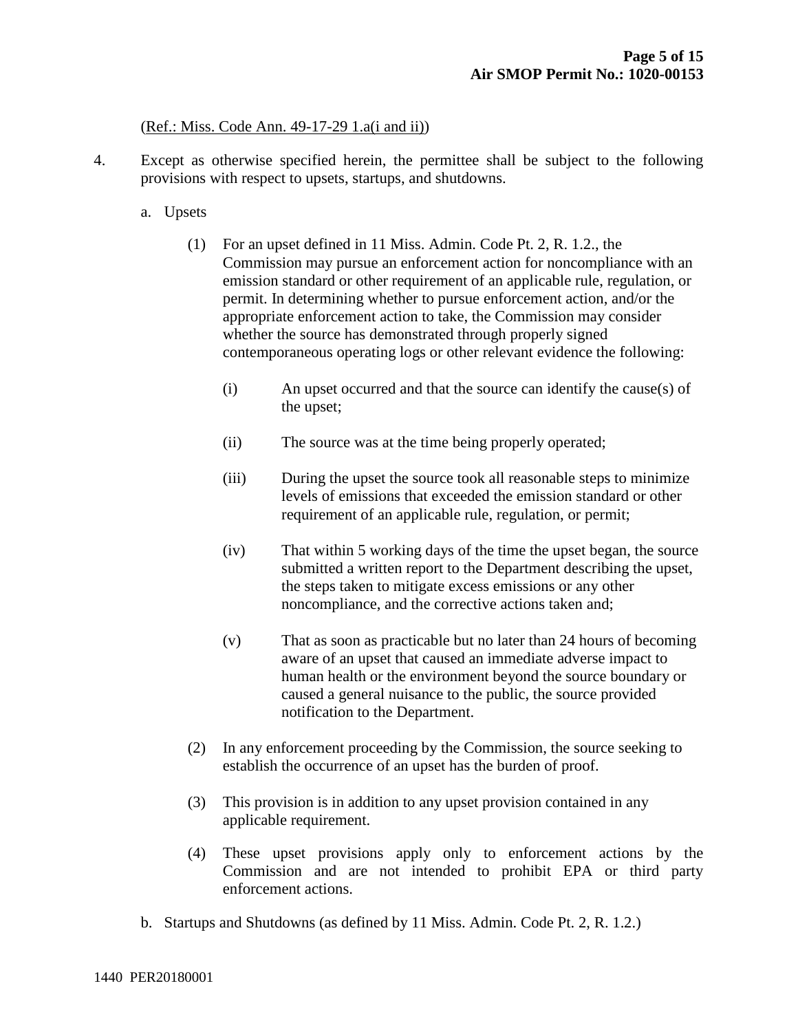(Ref.: Miss. Code Ann. 49-17-29 1.a(i and ii))

4. Except as otherwise specified herein, the permittee shall be subject to the following provisions with respect to upsets, startups, and shutdowns.

   a. Upsets

      (1) For an upset defined in 11 Miss. Admin. Code Pt. 2, R. 1.2., the Commission may pursue an enforcement action for noncompliance with an emission standard or other requirement of an applicable rule, regulation, or permit. In determining whether to pursue enforcement action, and/or the appropriate enforcement action to take, the Commission may consider whether the source has demonstrated through properly signed contemporaneous operating logs or other relevant evidence the following:

         (i) An upset occurred and that the source can identify the cause(s) of the upset;

         (ii) The source was at the time being properly operated;

         (iii) During the upset the source took all reasonable steps to minimize levels of emissions that exceeded the emission standard or other requirement of an applicable rule, regulation, or permit;

         (iv) That within 5 working days of the time the upset began, the source submitted a written report to the Department describing the upset, the steps taken to mitigate excess emissions or any other noncompliance, and the corrective actions taken and;

         (v) That as soon as practicable but no later than 24 hours of becoming aware of an upset that caused an immediate adverse impact to human health or the environment beyond the source boundary or caused a general nuisance to the public, the source provided notification to the Department.

      (2) In any enforcement proceeding by the Commission, the source seeking to establish the occurrence of an upset has the burden of proof.

      (3) This provision is in addition to any upset provision contained in any applicable requirement.

      (4) These upset provisions apply only to enforcement actions by the Commission and are not intended to prohibit EPA or third party enforcement actions.

   b. Startups and Shutdowns (as defined by 11 Miss. Admin. Code Pt. 2, R. 1.2.)

1440 PER20180001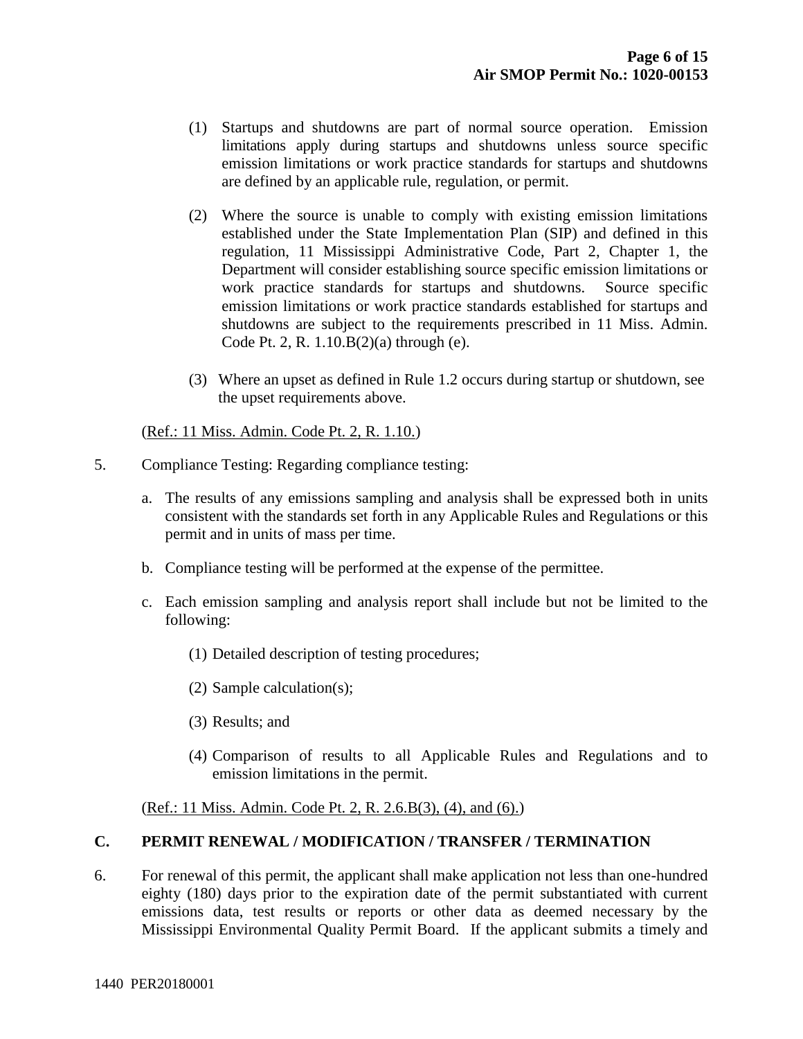(1) Startups and shutdowns are part of normal source operation. Emission limitations apply during startups and shutdowns unless source specific emission limitations or work practice standards for startups and shutdowns are defined by an applicable rule, regulation, or permit.

(2) Where the source is unable to comply with existing emission limitations established under the State Implementation Plan (SIP) and defined in this regulation, 11 Mississippi Administrative Code, Part 2, Chapter 1, the Department will consider establishing source specific emission limitations or work practice standards for startups and shutdowns. Source specific emission limitations or work practice standards established for startups and shutdowns are subject to the requirements prescribed in 11 Miss. Admin. Code Pt. 2, R. 1.10.B(2)(a) through (e).

(3) Where an upset as defined in Rule 1.2 occurs during startup or shutdown, see the upset requirements above.

(Ref.: 11 Miss. Admin. Code Pt. 2, R. 1.10.)

5. Compliance Testing: Regarding compliance testing:

   a. The results of any emissions sampling and analysis shall be expressed both in units consistent with the standards set forth in any Applicable Rules and Regulations or this permit and in units of mass per time.

   b. Compliance testing will be performed at the expense of the permittee.

   c. Each emission sampling and analysis report shall include but not be limited to the following:

      (1) Detailed description of testing procedures;

      (2) Sample calculation(s);

      (3) Results; and

      (4) Comparison of results to all Applicable Rules and Regulations and to emission limitations in the permit.

(Ref.: 11 Miss. Admin. Code Pt. 2, R. 2.6.B(3), (4), and (6).)

## C. PERMIT RENEWAL / MODIFICATION / TRANSFER / TERMINATION

6. For renewal of this permit, the applicant shall make application not less than one-hundred eighty (180) days prior to the expiration date of the permit substantiated with current emissions data, test results or reports or other data as deemed necessary by the Mississippi Environmental Quality Permit Board. If the applicant submits a timely and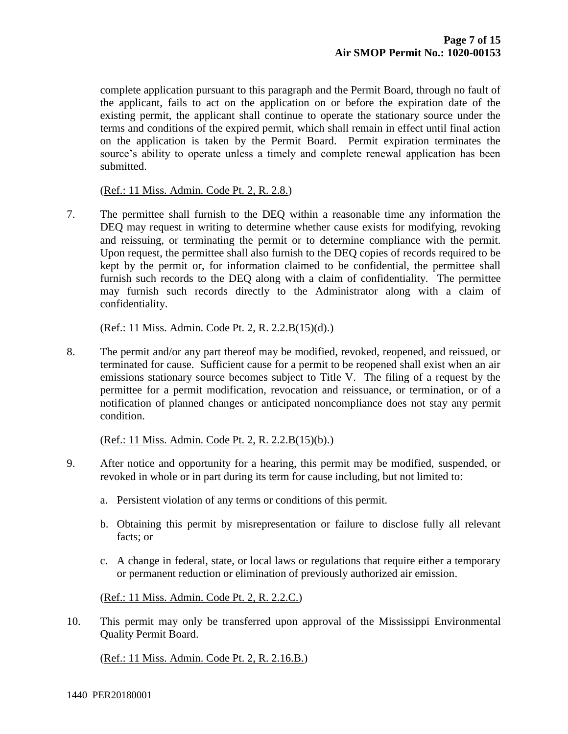complete application pursuant to this paragraph and the Permit Board, through no fault of the applicant, fails to act on the application on or before the expiration date of the existing permit, the applicant shall continue to operate the stationary source under the terms and conditions of the expired permit, which shall remain in effect until final action on the application is taken by the Permit Board. Permit expiration terminates the source's ability to operate unless a timely and complete renewal application has been submitted.

(Ref.: 11 Miss. Admin. Code Pt. 2, R. 2.8.)

7. The permittee shall furnish to the DEQ within a reasonable time any information the DEQ may request in writing to determine whether cause exists for modifying, revoking and reissuing, or terminating the permit or to determine compliance with the permit. Upon request, the permittee shall also furnish to the DEQ copies of records required to be kept by the permit or, for information claimed to be confidential, the permittee shall furnish such records to the DEQ along with a claim of confidentiality. The permittee may furnish such records directly to the Administrator along with a claim of confidentiality.

   (Ref.: 11 Miss. Admin. Code Pt. 2, R. 2.2.B(15)(d).)

8. The permit and/or any part thereof may be modified, revoked, reopened, and reissued, or terminated for cause. Sufficient cause for a permit to be reopened shall exist when an air emissions stationary source becomes subject to Title V. The filing of a request by the permittee for a permit modification, revocation and reissuance, or termination, or of a notification of planned changes or anticipated noncompliance does not stay any permit condition.

   (Ref.: 11 Miss. Admin. Code Pt. 2, R. 2.2.B(15)(b).)

9. After notice and opportunity for a hearing, this permit may be modified, suspended, or revoked in whole or in part during its term for cause including, but not limited to:

   a. Persistent violation of any terms or conditions of this permit.

   b. Obtaining this permit by misrepresentation or failure to disclose fully all relevant facts; or

   c. A change in federal, state, or local laws or regulations that require either a temporary or permanent reduction or elimination of previously authorized air emission.

   (Ref.: 11 Miss. Admin. Code Pt. 2, R. 2.2.C.)

10. This permit may only be transferred upon approval of the Mississippi Environmental Quality Permit Board.

    (Ref.: 11 Miss. Admin. Code Pt. 2, R. 2.16.B.)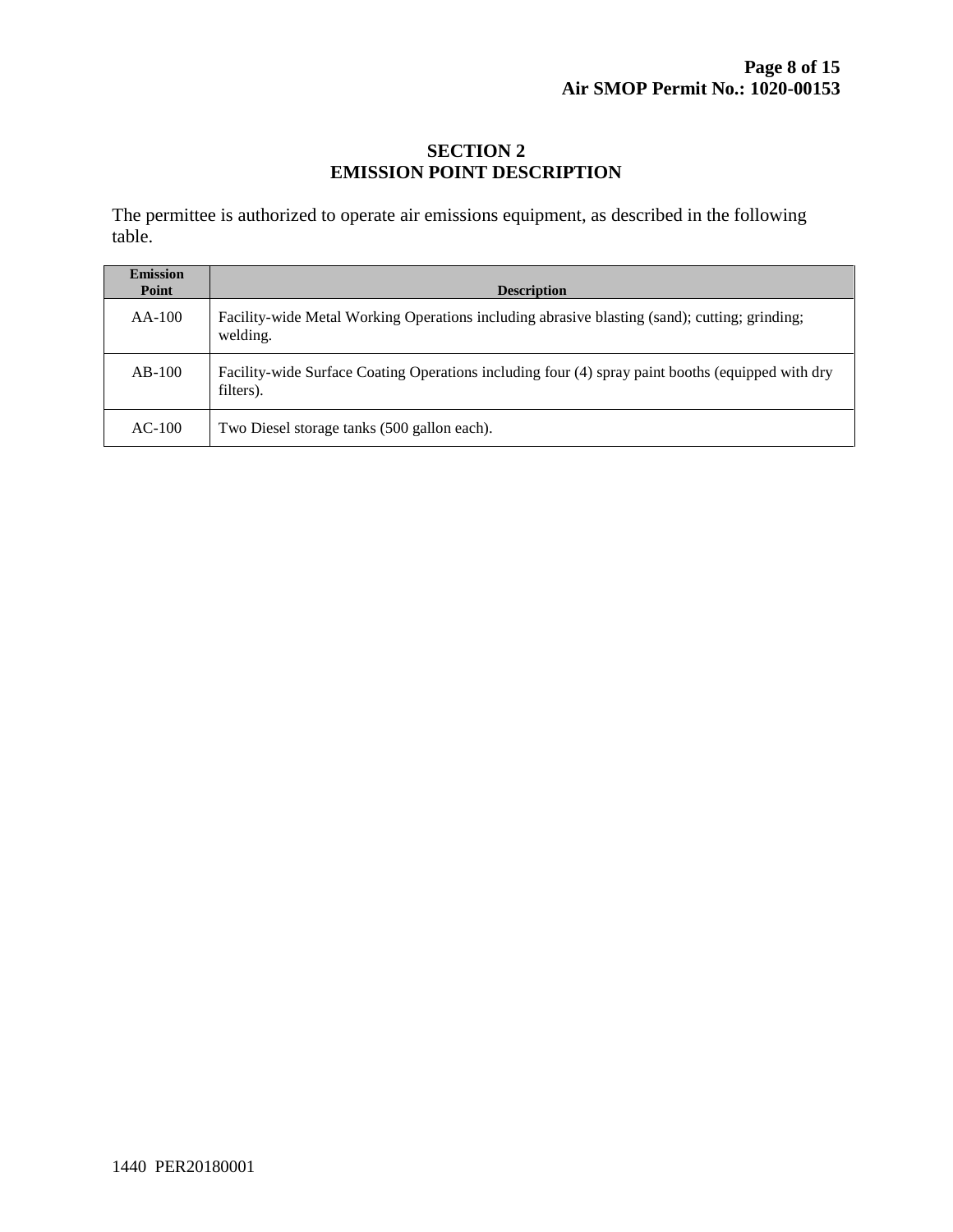## SECTION 2
## EMISSION POINT DESCRIPTION

The permittee is authorized to operate air emissions equipment, as described in the following table.

| Emission Point | Description |
|---|---|
| AA-100 | Facility-wide Metal Working Operations including abrasive blasting (sand); cutting; grinding; welding. |
| AB-100 | Facility-wide Surface Coating Operations including four (4) spray paint booths (equipped with dry filters). |
| AC-100 | Two Diesel storage tanks (500 gallon each). |

1440 PER20180001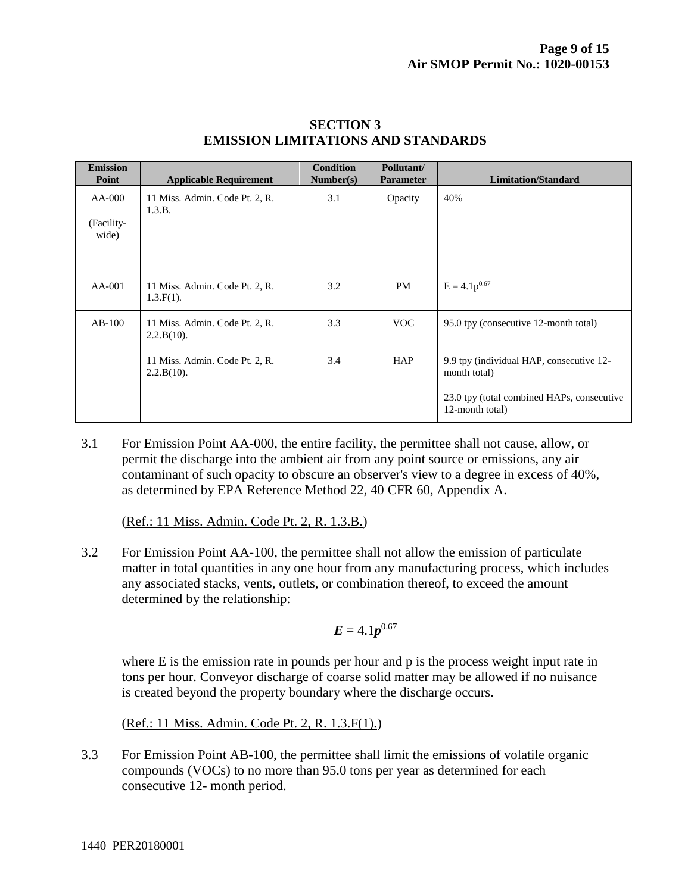# SECTION 3
# EMISSION LIMITATIONS AND STANDARDS

| Emission Point | Applicable Requirement | Condition Number(s) | Pollutant/ Parameter | Limitation/Standard |
|---|---|---|---|---|
| AA-000 (Facility-wide) | 11 Miss. Admin. Code Pt. 2, R. 1.3.B. | 3.1 | Opacity | 40% |
| AA-001 | 11 Miss. Admin. Code Pt. 2, R. 1.3.F(1). | 3.2 | PM | $E = 4.1p^{0.67}$ |
| AB-100 | 11 Miss. Admin. Code Pt. 2, R. 2.2.B(10). | 3.3 | VOC | 95.0 tpy (consecutive 12-month total) |
| | 11 Miss. Admin. Code Pt. 2, R. 2.2.B(10). | 3.4 | HAP | 9.9 tpy (individual HAP, consecutive 12-month total)<br>23.0 tpy (total combined HAPs, consecutive 12-month total) |

3.1 For Emission Point AA-000, the entire facility, the permittee shall not cause, allow, or permit the discharge into the ambient air from any point source or emissions, any air contaminant of such opacity to obscure an observer's view to a degree in excess of 40%, as determined by EPA Reference Method 22, 40 CFR 60, Appendix A.

(Ref.: 11 Miss. Admin. Code Pt. 2, R. 1.3.B.)

3.2 For Emission Point AA-100, the permittee shall not allow the emission of particulate matter in total quantities in any one hour from any manufacturing process, which includes any associated stacks, vents, outlets, or combination thereof, to exceed the amount determined by the relationship:

$$\boldsymbol{E} = 4.1\boldsymbol{p}^{0.67}$$

where E is the emission rate in pounds per hour and p is the process weight input rate in tons per hour. Conveyor discharge of coarse solid matter may be allowed if no nuisance is created beyond the property boundary where the discharge occurs.

(Ref.: 11 Miss. Admin. Code Pt. 2, R. 1.3.F(1).)

3.3 For Emission Point AB-100, the permittee shall limit the emissions of volatile organic compounds (VOCs) to no more than 95.0 tons per year as determined for each consecutive 12- month period.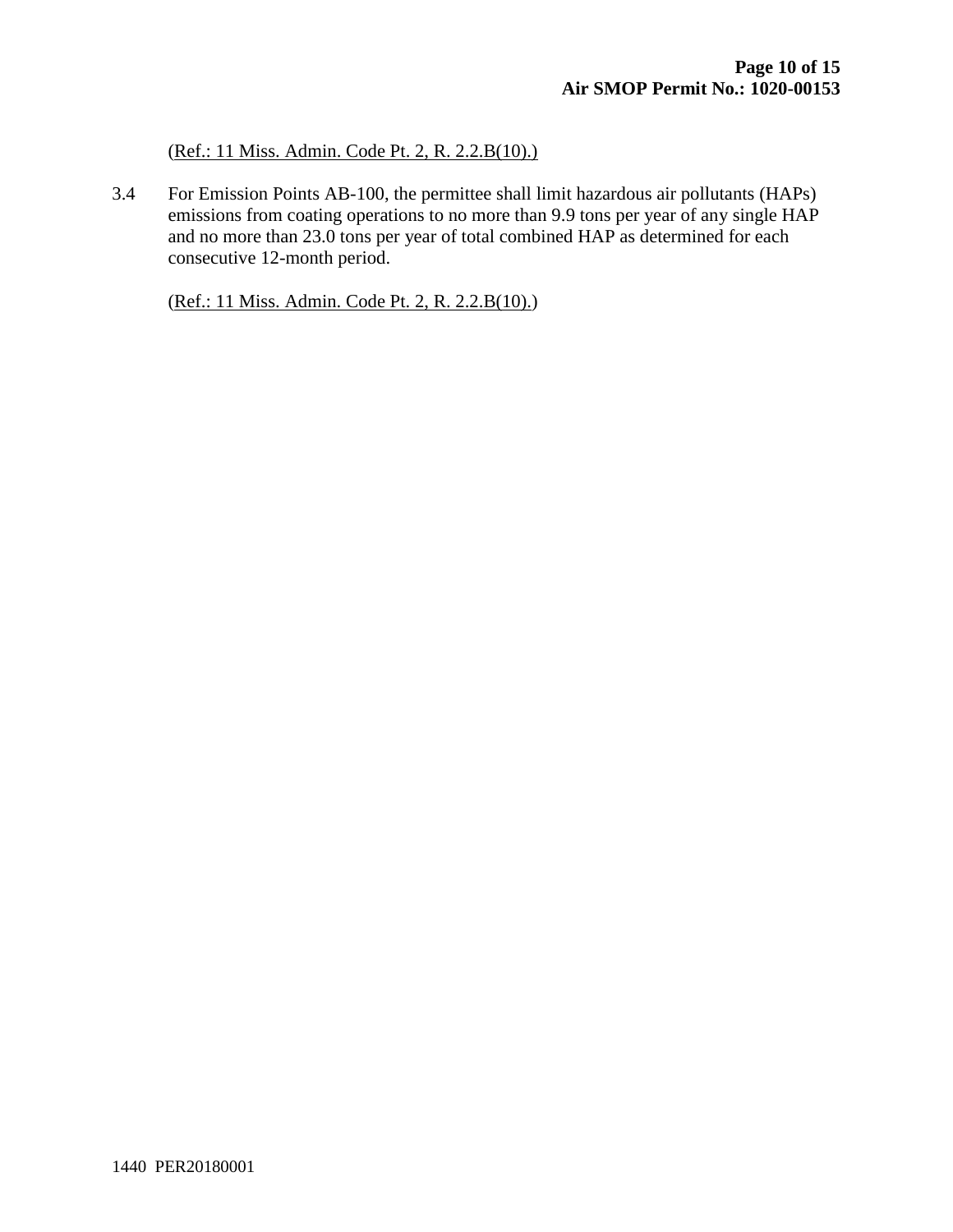(Ref.: 11 Miss. Admin. Code Pt. 2, R. 2.2.B(10).)

3.4 For Emission Points AB-100, the permittee shall limit hazardous air pollutants (HAPs) emissions from coating operations to no more than 9.9 tons per year of any single HAP and no more than 23.0 tons per year of total combined HAP as determined for each consecutive 12-month period.

(Ref.: 11 Miss. Admin. Code Pt. 2, R. 2.2.B(10).)

1440 PER20180001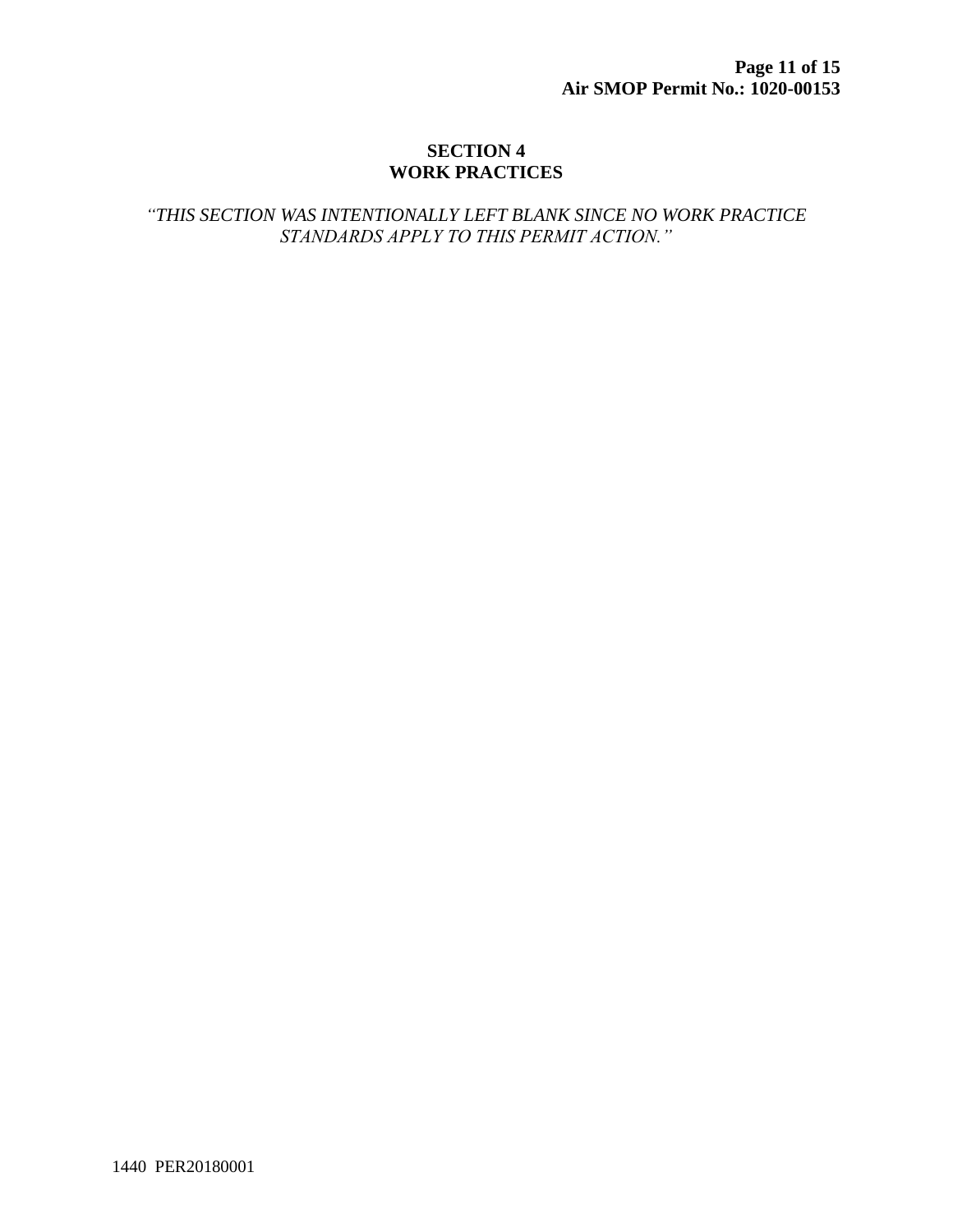# SECTION 4
# WORK PRACTICES

*"THIS SECTION WAS INTENTIONALLY LEFT BLANK SINCE NO WORK PRACTICE STANDARDS APPLY TO THIS PERMIT ACTION."*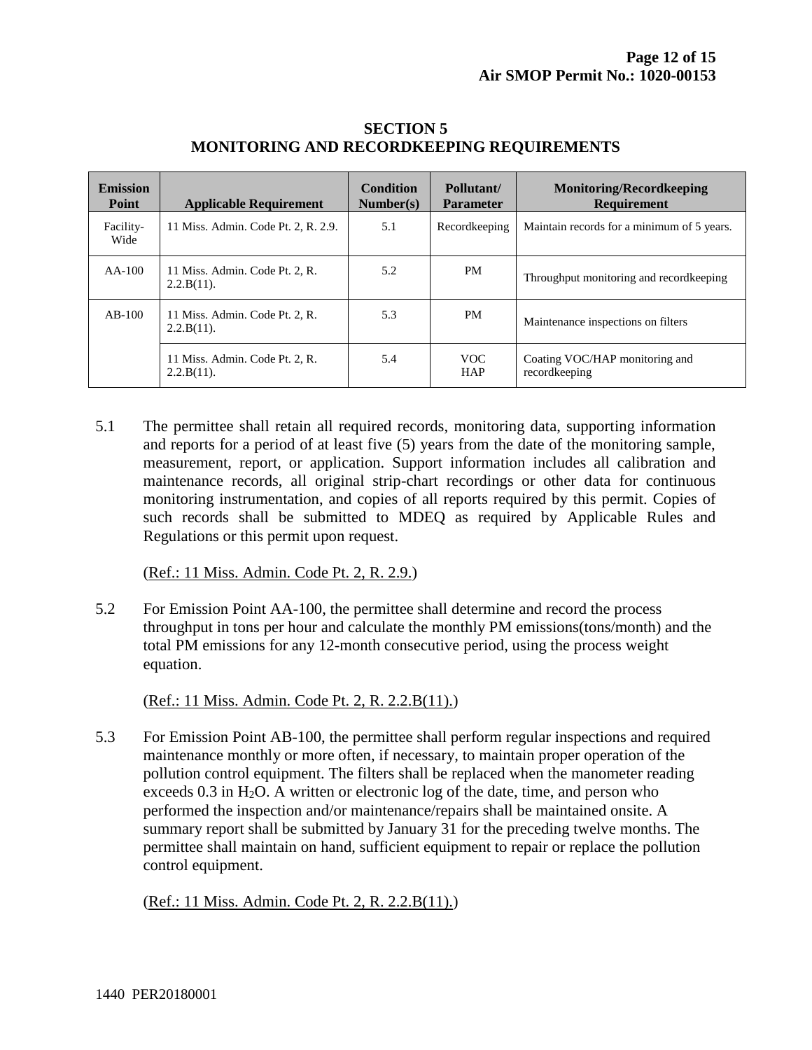# SECTION 5
# MONITORING AND RECORDKEEPING REQUIREMENTS

| Emission Point | Applicable Requirement | Condition Number(s) | Pollutant/ Parameter | Monitoring/Recordkeeping Requirement |
|---|---|---|---|---|
| Facility-Wide | 11 Miss. Admin. Code Pt. 2, R. 2.9. | 5.1 | Recordkeeping | Maintain records for a minimum of 5 years. |
| AA-100 | 11 Miss. Admin. Code Pt. 2, R. 2.2.B(11). | 5.2 | PM | Throughput monitoring and recordkeeping |
| AB-100 | 11 Miss. Admin. Code Pt. 2, R. 2.2.B(11). | 5.3 | PM | Maintenance inspections on filters |
| | 11 Miss. Admin. Code Pt. 2, R. 2.2.B(11). | 5.4 | VOC HAP | Coating VOC/HAP monitoring and recordkeeping |

5.1 The permittee shall retain all required records, monitoring data, supporting information and reports for a period of at least five (5) years from the date of the monitoring sample, measurement, report, or application. Support information includes all calibration and maintenance records, all original strip-chart recordings or other data for continuous monitoring instrumentation, and copies of all reports required by this permit. Copies of such records shall be submitted to MDEQ as required by Applicable Rules and Regulations or this permit upon request.

(Ref.: 11 Miss. Admin. Code Pt. 2, R. 2.9.)

5.2 For Emission Point AA-100, the permittee shall determine and record the process throughput in tons per hour and calculate the monthly PM emissions(tons/month) and the total PM emissions for any 12-month consecutive period, using the process weight equation.

(Ref.: 11 Miss. Admin. Code Pt. 2, R. 2.2.B(11).)

5.3 For Emission Point AB-100, the permittee shall perform regular inspections and required maintenance monthly or more often, if necessary, to maintain proper operation of the pollution control equipment. The filters shall be replaced when the manometer reading exceeds 0.3 in $H_2O$. A written or electronic log of the date, time, and person who performed the inspection and/or maintenance/repairs shall be maintained onsite. A summary report shall be submitted by January 31 for the preceding twelve months. The permittee shall maintain on hand, sufficient equipment to repair or replace the pollution control equipment.

(Ref.: 11 Miss. Admin. Code Pt. 2, R. 2.2.B(11).)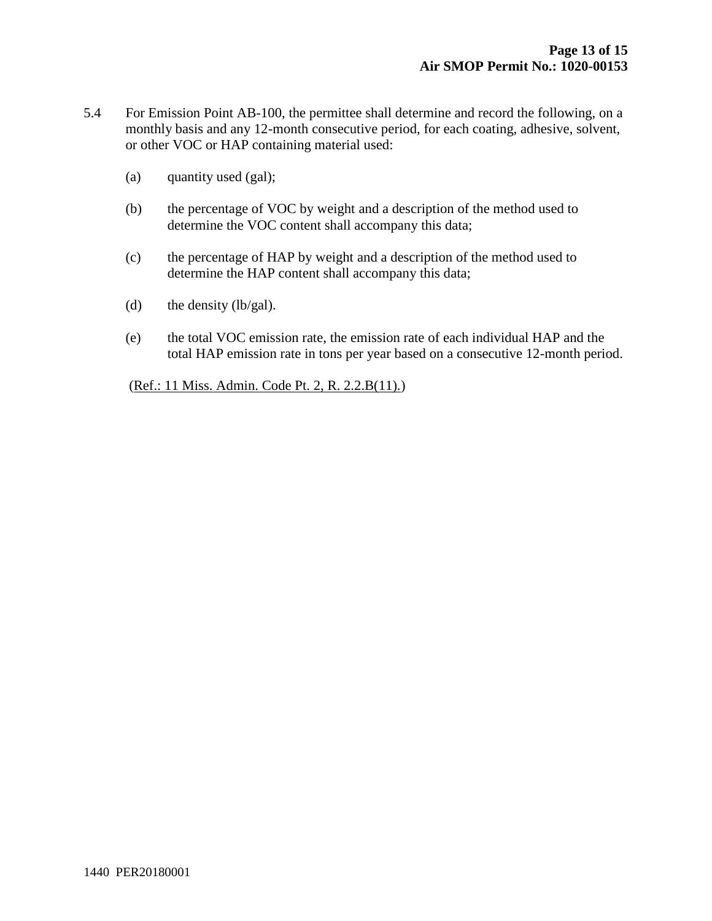5.4 For Emission Point AB-100, the permittee shall determine and record the following, on a monthly basis and any 12-month consecutive period, for each coating, adhesive, solvent, or other VOC or HAP containing material used:

(a) quantity used (gal);

(b) the percentage of VOC by weight and a description of the method used to determine the VOC content shall accompany this data;

(c) the percentage of HAP by weight and a description of the method used to determine the HAP content shall accompany this data;

(d) the density (lb/gal).

(e) the total VOC emission rate, the emission rate of each individual HAP and the total HAP emission rate in tons per year based on a consecutive 12-month period.

(Ref.: 11 Miss. Admin. Code Pt. 2, R. 2.2.B(11).)

1440 PER20180001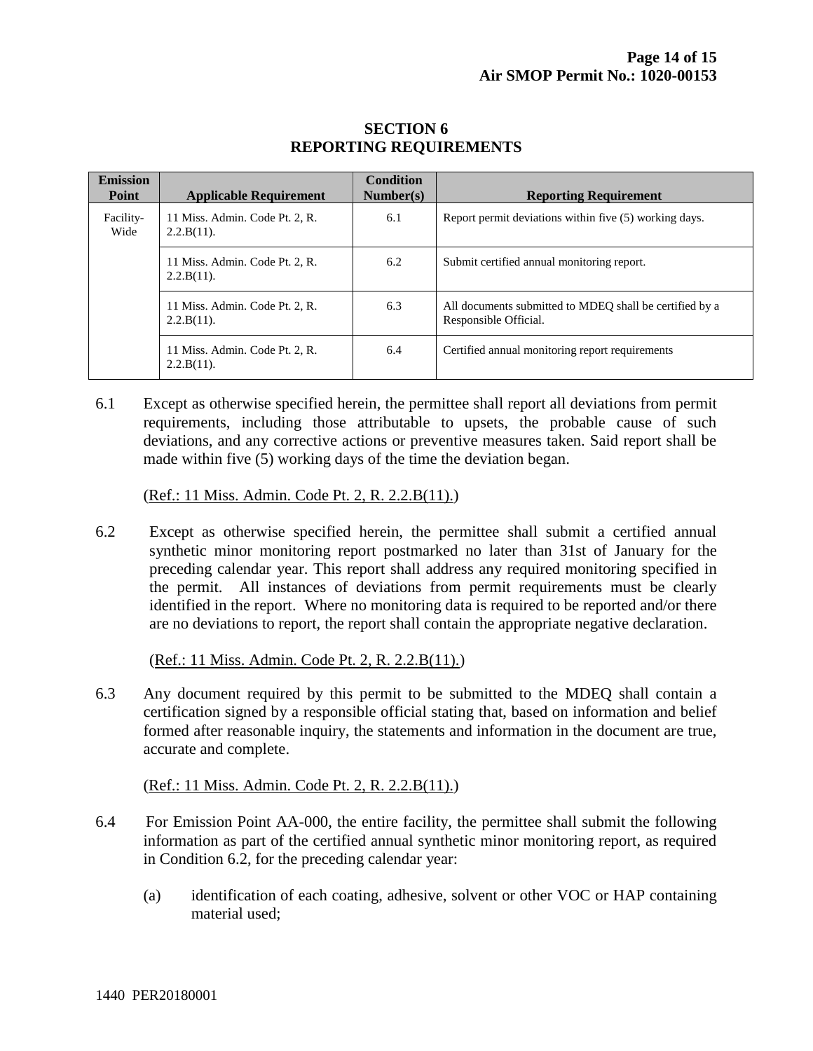# SECTION 6
# REPORTING REQUIREMENTS

| Emission Point | Applicable Requirement | Condition Number(s) | Reporting Requirement |
|---|---|---|---|
| Facility-Wide | 11 Miss. Admin. Code Pt. 2, R. 2.2.B(11). | 6.1 | Report permit deviations within five (5) working days. |
| | 11 Miss. Admin. Code Pt. 2, R. 2.2.B(11). | 6.2 | Submit certified annual monitoring report. |
| | 11 Miss. Admin. Code Pt. 2, R. 2.2.B(11). | 6.3 | All documents submitted to MDEQ shall be certified by a Responsible Official. |
| | 11 Miss. Admin. Code Pt. 2, R. 2.2.B(11). | 6.4 | Certified annual monitoring report requirements |

6.1 Except as otherwise specified herein, the permittee shall report all deviations from permit requirements, including those attributable to upsets, the probable cause of such deviations, and any corrective actions or preventive measures taken. Said report shall be made within five (5) working days of the time the deviation began.

(Ref.: 11 Miss. Admin. Code Pt. 2, R. 2.2.B(11).)

6.2 Except as otherwise specified herein, the permittee shall submit a certified annual synthetic minor monitoring report postmarked no later than 31st of January for the preceding calendar year. This report shall address any required monitoring specified in the permit. All instances of deviations from permit requirements must be clearly identified in the report. Where no monitoring data is required to be reported and/or there are no deviations to report, the report shall contain the appropriate negative declaration.

(Ref.: 11 Miss. Admin. Code Pt. 2, R. 2.2.B(11).)

6.3 Any document required by this permit to be submitted to the MDEQ shall contain a certification signed by a responsible official stating that, based on information and belief formed after reasonable inquiry, the statements and information in the document are true, accurate and complete.

(Ref.: 11 Miss. Admin. Code Pt. 2, R. 2.2.B(11).)

6.4 For Emission Point AA-000, the entire facility, the permittee shall submit the following information as part of the certified annual synthetic minor monitoring report, as required in Condition 6.2, for the preceding calendar year:

(a) identification of each coating, adhesive, solvent or other VOC or HAP containing material used;

1440 PER20180001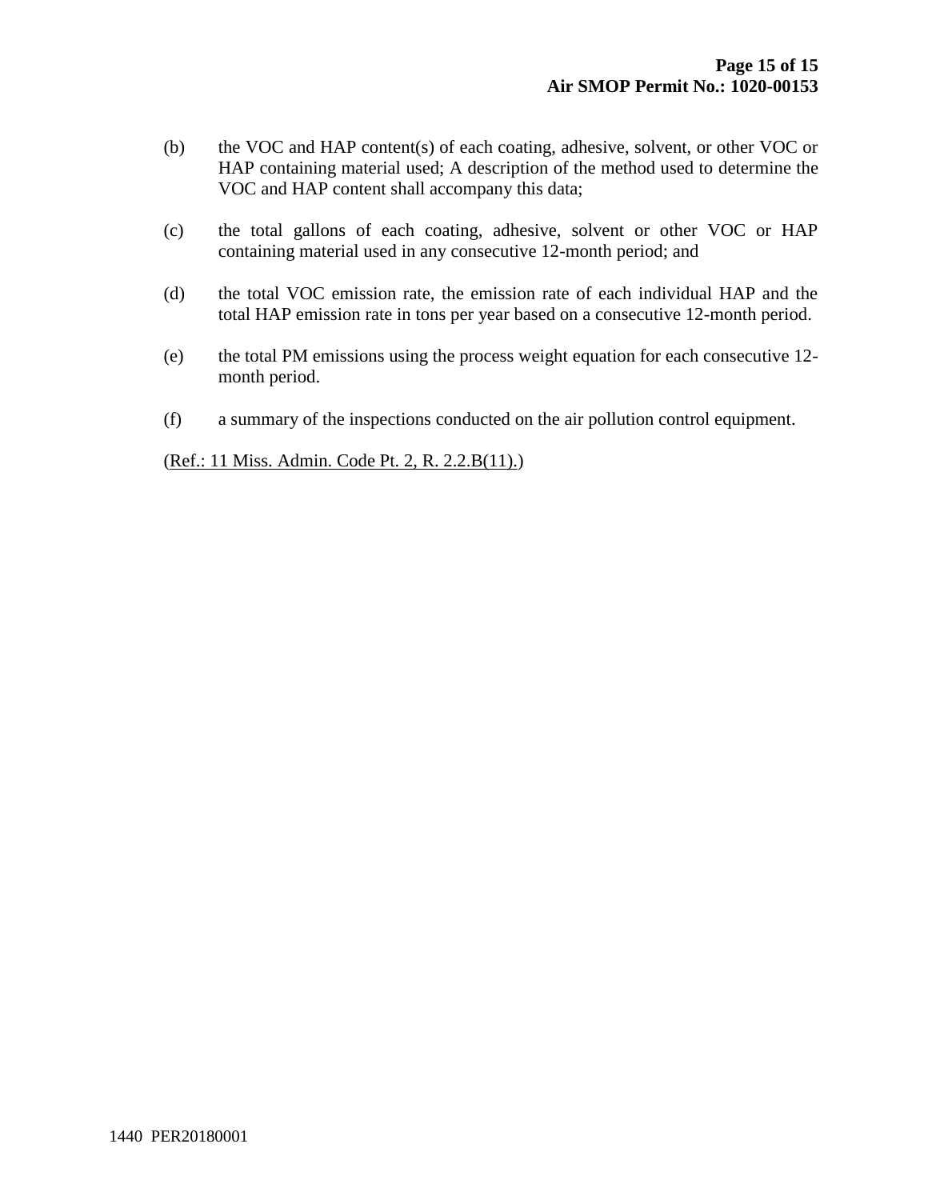(b) the VOC and HAP content(s) of each coating, adhesive, solvent, or other VOC or HAP containing material used; A description of the method used to determine the VOC and HAP content shall accompany this data;

(c) the total gallons of each coating, adhesive, solvent or other VOC or HAP containing material used in any consecutive 12-month period; and

(d) the total VOC emission rate, the emission rate of each individual HAP and the total HAP emission rate in tons per year based on a consecutive 12-month period.

(e) the total PM emissions using the process weight equation for each consecutive 12-month period.

(f) a summary of the inspections conducted on the air pollution control equipment.

(Ref.: 11 Miss. Admin. Code Pt. 2, R. 2.2.B(11).)

1440 PER20180001